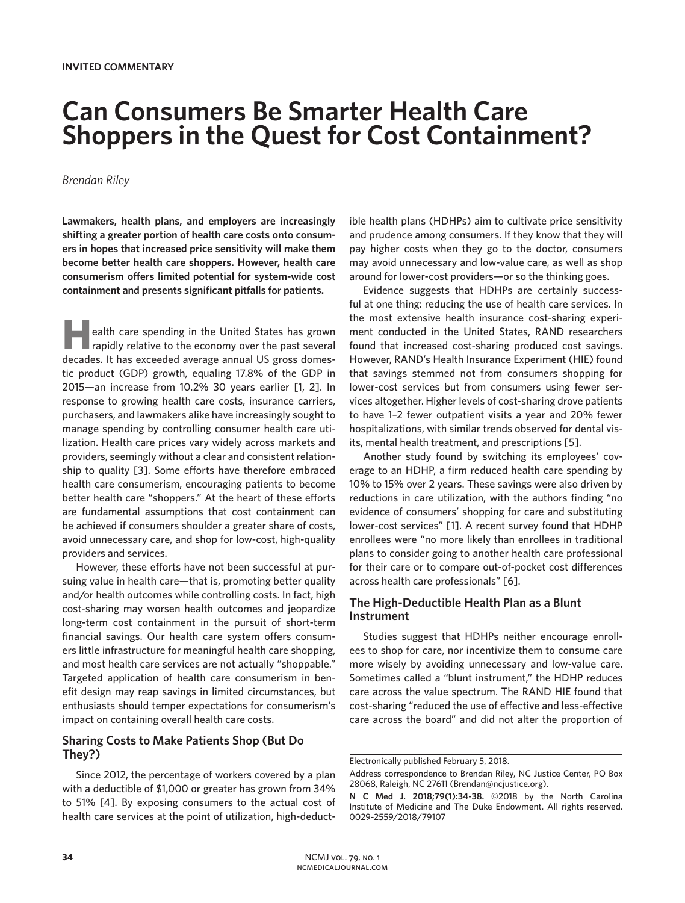INVITED COMMENTARY

# Can Consumers Be Smarter Health Care Shoppers in the Quest for Cost Containment?

*Brendan Riley*

**Lawmakers, health plans, and employers are increasingly shifting a greater portion of health care costs onto consumers in hopes that increased price sensitivity will make them become better health care shoppers. However, health care consumerism offers limited potential for system-wide cost containment and presents significant pitfalls for patients.**

Health care spending in the United States has grown rapidly relative to the economy over the past several decades. It has exceeded average annual US gross domestic product (GDP) growth, equaling 17.8% of the GDP in 2015—an increase from 10.2% 30 years earlier [1, 2]. In response to growing health care costs, insurance carriers, purchasers, and lawmakers alike have increasingly sought to manage spending by controlling consumer health care utilization. Health care prices vary widely across markets and providers, seemingly without a clear and consistent relationship to quality [3]. Some efforts have therefore embraced health care consumerism, encouraging patients to become better health care "shoppers." At the heart of these efforts are fundamental assumptions that cost containment can be achieved if consumers shoulder a greater share of costs, avoid unnecessary care, and shop for low-cost, high-quality providers and services.

However, these efforts have not been successful at pursuing value in health care—that is, promoting better quality and/or health outcomes while controlling costs. In fact, high cost-sharing may worsen health outcomes and jeopardize long-term cost containment in the pursuit of short-term financial savings. Our health care system offers consumers little infrastructure for meaningful health care shopping, and most health care services are not actually "shoppable." Targeted application of health care consumerism in benefit design may reap savings in limited circumstances, but enthusiasts should temper expectations for consumerism's impact on containing overall health care costs.

## Sharing Costs to Make Patients Shop (But Do They?)

Since 2012, the percentage of workers covered by a plan with a deductible of $1,000 or greater has grown from 34% to 51% [4]. By exposing consumers to the actual cost of health care services at the point of utilization, high-deductible health plans (HDHPs) aim to cultivate price sensitivity and prudence among consumers. If they know that they will pay higher costs when they go to the doctor, consumers may avoid unnecessary and low-value care, as well as shop around for lower-cost providers—or so the thinking goes.

Evidence suggests that HDHPs are certainly successful at one thing: reducing the use of health care services. In the most extensive health insurance cost-sharing experiment conducted in the United States, RAND researchers found that increased cost-sharing produced cost savings. However, RAND's Health Insurance Experiment (HIE) found that savings stemmed not from consumers shopping for lower-cost services but from consumers using fewer services altogether. Higher levels of cost-sharing drove patients to have 1–2 fewer outpatient visits a year and 20% fewer hospitalizations, with similar trends observed for dental visits, mental health treatment, and prescriptions [5].

Another study found by switching its employees' coverage to an HDHP, a firm reduced health care spending by 10% to 15% over 2 years. These savings were also driven by reductions in care utilization, with the authors finding "no evidence of consumers' shopping for care and substituting lower-cost services" [1]. A recent survey found that HDHP enrollees were "no more likely than enrollees in traditional plans to consider going to another health care professional for their care or to compare out-of-pocket cost differences across health care professionals" [6].

## The High-Deductible Health Plan as a Blunt Instrument

Studies suggest that HDHPs neither encourage enrollees to shop for care, nor incentivize them to consume care more wisely by avoiding unnecessary and low-value care. Sometimes called a "blunt instrument," the HDHP reduces care across the value spectrum. The RAND HIE found that cost-sharing "reduced the use of effective and less-effective care across the board" and did not alter the proportion of

---

Electronically published February 5, 2018.

Address correspondence to Brendan Riley, NC Justice Center, PO Box 28068, Raleigh, NC 27611 (Brendan@ncjustice.org).

**N C Med J. 2018;79(1):34-38.** ©2018 by the North Carolina Institute of Medicine and The Duke Endowment. All rights reserved. 0029-2559/2018/79107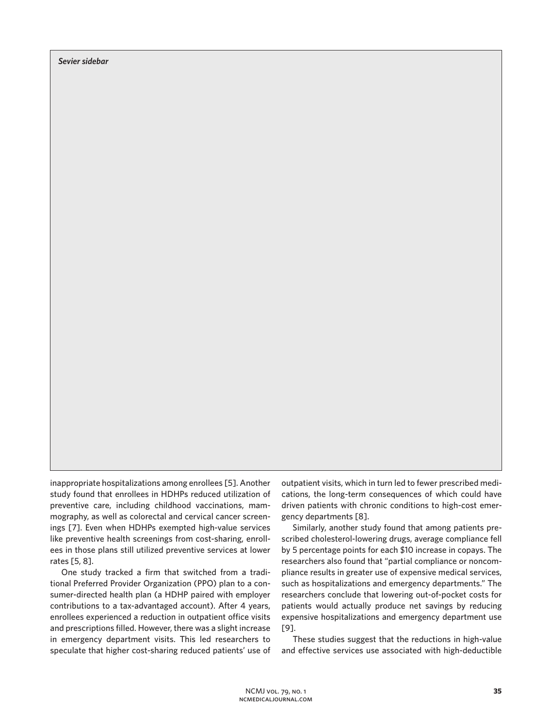*Sevier sidebar*

inappropriate hospitalizations among enrollees [5]. Another study found that enrollees in HDHPs reduced utilization of preventive care, including childhood vaccinations, mammography, as well as colorectal and cervical cancer screenings [7]. Even when HDHPs exempted high-value services like preventive health screenings from cost-sharing, enrollees in those plans still utilized preventive services at lower rates [5, 8].

One study tracked a firm that switched from a traditional Preferred Provider Organization (PPO) plan to a consumer-directed health plan (a HDHP paired with employer contributions to a tax-advantaged account). After 4 years, enrollees experienced a reduction in outpatient office visits and prescriptions filled. However, there was a slight increase in emergency department visits. This led researchers to speculate that higher cost-sharing reduced patients' use of outpatient visits, which in turn led to fewer prescribed medications, the long-term consequences of which could have driven patients with chronic conditions to high-cost emergency departments [8].

Similarly, another study found that among patients prescribed cholesterol-lowering drugs, average compliance fell by 5 percentage points for each $10 increase in copays. The researchers also found that "partial compliance or noncompliance results in greater use of expensive medical services, such as hospitalizations and emergency departments." The researchers conclude that lowering out-of-pocket costs for patients would actually produce net savings by reducing expensive hospitalizations and emergency department use [9].

These studies suggest that the reductions in high-value and effective services use associated with high-deductible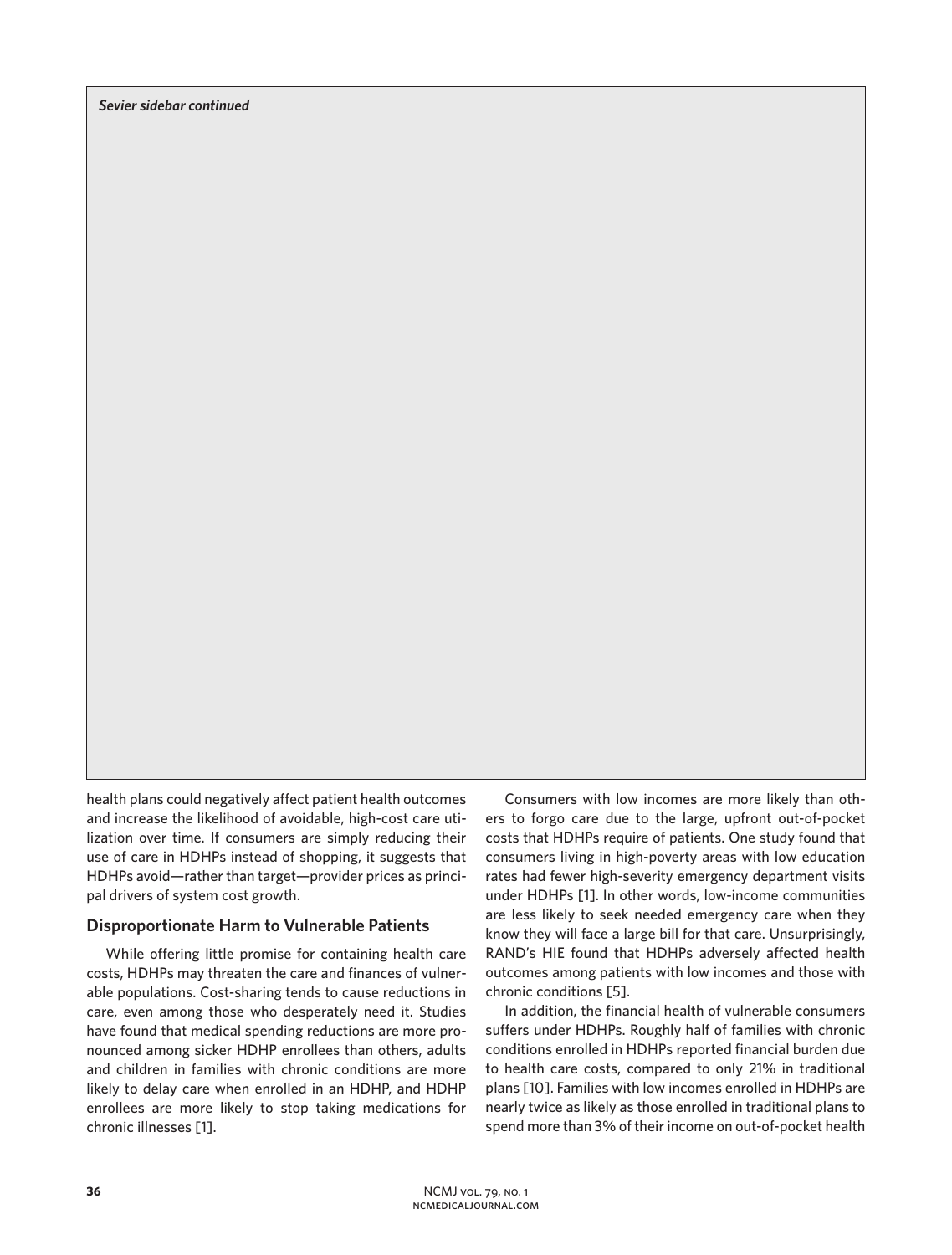*Sevier sidebar continued*

health plans could negatively affect patient health outcomes and increase the likelihood of avoidable, high-cost care utilization over time. If consumers are simply reducing their use of care in HDHPs instead of shopping, it suggests that HDHPs avoid—rather than target—provider prices as principal drivers of system cost growth.

## Disproportionate Harm to Vulnerable Patients

While offering little promise for containing health care costs, HDHPs may threaten the care and finances of vulnerable populations. Cost-sharing tends to cause reductions in care, even among those who desperately need it. Studies have found that medical spending reductions are more pronounced among sicker HDHP enrollees than others, adults and children in families with chronic conditions are more likely to delay care when enrolled in an HDHP, and HDHP enrollees are more likely to stop taking medications for chronic illnesses [1].

Consumers with low incomes are more likely than others to forgo care due to the large, upfront out-of-pocket costs that HDHPs require of patients. One study found that consumers living in high-poverty areas with low education rates had fewer high-severity emergency department visits under HDHPs [1]. In other words, low-income communities are less likely to seek needed emergency care when they know they will face a large bill for that care. Unsurprisingly, RAND's HIE found that HDHPs adversely affected health outcomes among patients with low incomes and those with chronic conditions [5].

In addition, the financial health of vulnerable consumers suffers under HDHPs. Roughly half of families with chronic conditions enrolled in HDHPs reported financial burden due to health care costs, compared to only 21% in traditional plans [10]. Families with low incomes enrolled in HDHPs are nearly twice as likely as those enrolled in traditional plans to spend more than 3% of their income on out-of-pocket health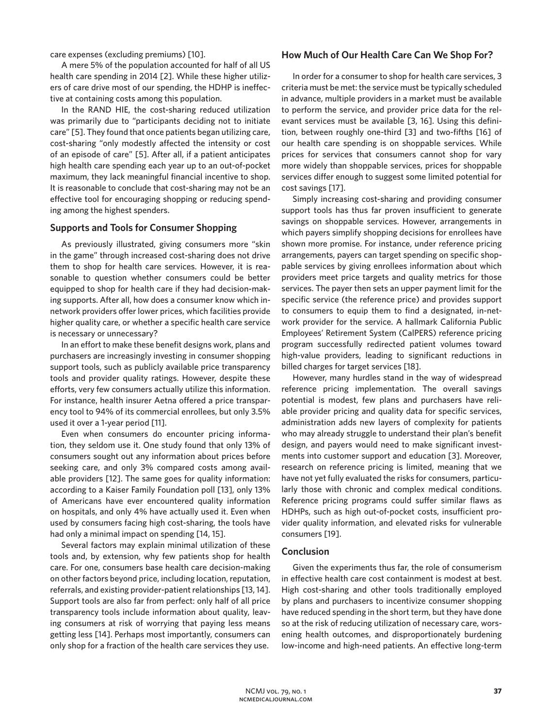care expenses (excluding premiums) [10].

A mere 5% of the population accounted for half of all US health care spending in 2014 [2]. While these higher utilizers of care drive most of our spending, the HDHP is ineffective at containing costs among this population.

In the RAND HIE, the cost-sharing reduced utilization was primarily due to "participants deciding not to initiate care" [5]. They found that once patients began utilizing care, cost-sharing "only modestly affected the intensity or cost of an episode of care" [5]. After all, if a patient anticipates high health care spending each year up to an out-of-pocket maximum, they lack meaningful financial incentive to shop. It is reasonable to conclude that cost-sharing may not be an effective tool for encouraging shopping or reducing spending among the highest spenders.

## Supports and Tools for Consumer Shopping

As previously illustrated, giving consumers more "skin in the game" through increased cost-sharing does not drive them to shop for health care services. However, it is reasonable to question whether consumers could be better equipped to shop for health care if they had decision-making supports. After all, how does a consumer know which in-network providers offer lower prices, which facilities provide higher quality care, or whether a specific health care service is necessary or unnecessary?

In an effort to make these benefit designs work, plans and purchasers are increasingly investing in consumer shopping support tools, such as publicly available price transparency tools and provider quality ratings. However, despite these efforts, very few consumers actually utilize this information. For instance, health insurer Aetna offered a price transparency tool to 94% of its commercial enrollees, but only 3.5% used it over a 1-year period [11].

Even when consumers do encounter pricing information, they seldom use it. One study found that only 13% of consumers sought out any information about prices before seeking care, and only 3% compared costs among available providers [12]. The same goes for quality information: according to a Kaiser Family Foundation poll [13], only 13% of Americans have ever encountered quality information on hospitals, and only 4% have actually used it. Even when used by consumers facing high cost-sharing, the tools have had only a minimal impact on spending [14, 15].

Several factors may explain minimal utilization of these tools and, by extension, why few patients shop for health care. For one, consumers base health care decision-making on other factors beyond price, including location, reputation, referrals, and existing provider-patient relationships [13, 14]. Support tools are also far from perfect: only half of all price transparency tools include information about quality, leaving consumers at risk of worrying that paying less means getting less [14]. Perhaps most importantly, consumers can only shop for a fraction of the health care services they use.

## How Much of Our Health Care Can We Shop For?

In order for a consumer to shop for health care services, 3 criteria must be met: the service must be typically scheduled in advance, multiple providers in a market must be available to perform the service, and provider price data for the relevant services must be available [3, 16]. Using this definition, between roughly one-third [3] and two-fifths [16] of our health care spending is on shoppable services. While prices for services that consumers cannot shop for vary more widely than shoppable services, prices for shoppable services differ enough to suggest some limited potential for cost savings [17].

Simply increasing cost-sharing and providing consumer support tools has thus far proven insufficient to generate savings on shoppable services. However, arrangements in which payers simplify shopping decisions for enrollees have shown more promise. For instance, under reference pricing arrangements, payers can target spending on specific shoppable services by giving enrollees information about which providers meet price targets and quality metrics for those services. The payer then sets an upper payment limit for the specific service (the reference price) and provides support to consumers to equip them to find a designated, in-network provider for the service. A hallmark California Public Employees' Retirement System (CalPERS) reference pricing program successfully redirected patient volumes toward high-value providers, leading to significant reductions in billed charges for target services [18].

However, many hurdles stand in the way of widespread reference pricing implementation. The overall savings potential is modest, few plans and purchasers have reliable provider pricing and quality data for specific services, administration adds new layers of complexity for patients who may already struggle to understand their plan's benefit design, and payers would need to make significant investments into customer support and education [3]. Moreover, research on reference pricing is limited, meaning that we have not yet fully evaluated the risks for consumers, particularly those with chronic and complex medical conditions. Reference pricing programs could suffer similar flaws as HDHPs, such as high out-of-pocket costs, insufficient provider quality information, and elevated risks for vulnerable consumers [19].

## Conclusion

Given the experiments thus far, the role of consumerism in effective health care cost containment is modest at best. High cost-sharing and other tools traditionally employed by plans and purchasers to incentivize consumer shopping have reduced spending in the short term, but they have done so at the risk of reducing utilization of necessary care, worsening health outcomes, and disproportionately burdening low-income and high-need patients. An effective long-term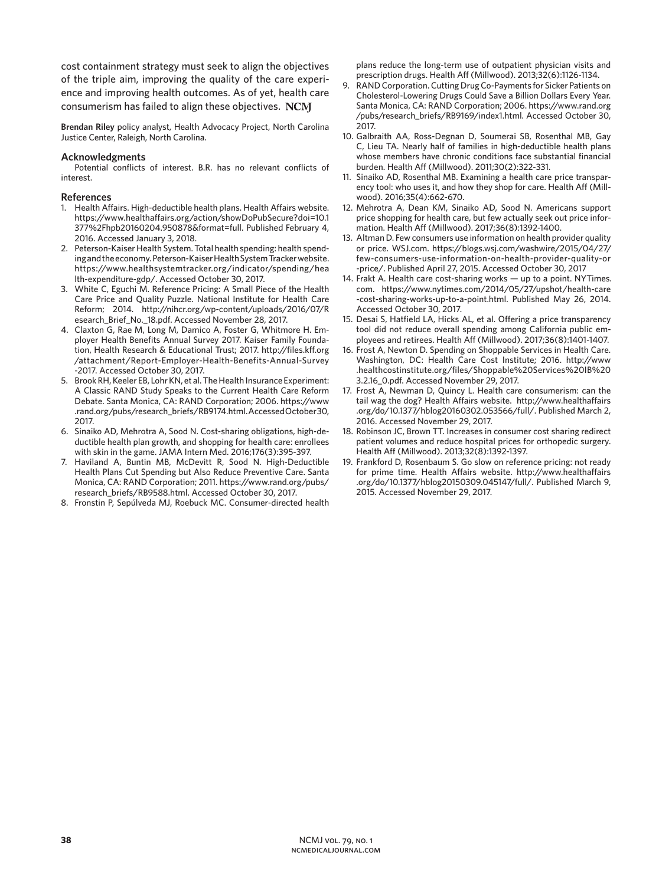cost containment strategy must seek to align the objectives of the triple aim, improving the quality of the care experience and improving health outcomes. As of yet, health care consumerism has failed to align these objectives. NCMJ

**Brendan Riley** policy analyst, Health Advocacy Project, North Carolina Justice Center, Raleigh, North Carolina.

## Acknowledgments

Potential conflicts of interest. B.R. has no relevant conflicts of interest.

## References

1. Health Affairs. High-deductible health plans. Health Affairs website. https://www.healthaffairs.org/action/showDoPubSecure?doi=10.1377%2Fhpb20160204.950878&format=full. Published February 4, 2016. Accessed January 3, 2018.
2. Peterson-Kaiser Health System. Total health spending: health spending and the economy. Peterson-Kaiser Health System Tracker website. https://www.healthsystemtracker.org/indicator/spending/health-expenditure-gdp/. Accessed October 30, 2017.
3. White C, Eguchi M. Reference Pricing: A Small Piece of the Health Care Price and Quality Puzzle. National Institute for Health Care Reform; 2014. http://nihcr.org/wp-content/uploads/2016/07/Research_Brief_No._18.pdf. Accessed November 28, 2017.
4. Claxton G, Rae M, Long M, Damico A, Foster G, Whitmore H. Employer Health Benefits Annual Survey 2017. Kaiser Family Foundation, Health Research & Educational Trust; 2017. http://files.kff.org/attachment/Report-Employer-Health-Benefits-Annual-Survey-2017. Accessed October 30, 2017.
5. Brook RH, Keeler EB, Lohr KN, et al. The Health Insurance Experiment: A Classic RAND Study Speaks to the Current Health Care Reform Debate. Santa Monica, CA: RAND Corporation; 2006. https://www.rand.org/pubs/research_briefs/RB9174.html. Accessed October 30, 2017.
6. Sinaiko AD, Mehrotra A, Sood N. Cost-sharing obligations, high-deductible health plan growth, and shopping for health care: enrollees with skin in the game. JAMA Intern Med. 2016;176(3):395-397.
7. Haviland A, Buntin MB, McDevitt R, Sood N. High-Deductible Health Plans Cut Spending but Also Reduce Preventive Care. Santa Monica, CA: RAND Corporation; 2011. https://www.rand.org/pubs/research_briefs/RB9588.html. Accessed October 30, 2017.
8. Fronstin P, Sepúlveda MJ, Roebuck MC. Consumer-directed health plans reduce the long-term use of outpatient physician visits and prescription drugs. Health Aff (Millwood). 2013;32(6):1126-1134.
9. RAND Corporation. Cutting Drug Co-Payments for Sicker Patients on Cholesterol-Lowering Drugs Could Save a Billion Dollars Every Year. Santa Monica, CA: RAND Corporation; 2006. https://www.rand.org/pubs/research_briefs/RB9169/index1.html. Accessed October 30, 2017.
10. Galbraith AA, Ross-Degnan D, Soumerai SB, Rosenthal MB, Gay C, Lieu TA. Nearly half of families in high-deductible health plans whose members have chronic conditions face substantial financial burden. Health Aff (Millwood). 2011;30(2):322-331.
11. Sinaiko AD, Rosenthal MB. Examining a health care price transparency tool: who uses it, and how they shop for care. Health Aff (Millwood). 2016;35(4):662-670.
12. Mehrotra A, Dean KM, Sinaiko AD, Sood N. Americans support price shopping for health care, but few actually seek out price information. Health Aff (Millwood). 2017;36(8):1392-1400.
13. Altman D. Few consumers use information on health provider quality or price. WSJ.com. https://blogs.wsj.com/washwire/2015/04/27/few-consumers-use-information-on-health-provider-quality-or-price/. Published April 27, 2015. Accessed October 30, 2017
14. Frakt A. Health care cost-sharing works — up to a point. NYTimes.com. https://www.nytimes.com/2014/05/27/upshot/health-care-cost-sharing-works-up-to-a-point.html. Published May 26, 2014. Accessed October 30, 2017.
15. Desai S, Hatfield LA, Hicks AL, et al. Offering a price transparency tool did not reduce overall spending among California public employees and retirees. Health Aff (Millwood). 2017;36(8):1401-1407.
16. Frost A, Newton D. Spending on Shoppable Services in Health Care. Washington, DC: Health Care Cost Institute; 2016. http://www.healthcostinstitute.org/files/Shoppable%20Services%20IB%203.2.16_0.pdf. Accessed November 29, 2017.
17. Frost A, Newman D, Quincy L. Health care consumerism: can the tail wag the dog? Health Affairs website. http://www.healthaffairs.org/do/10.1377/hblog20160302.053566/full/. Published March 2, 2016. Accessed November 29, 2017.
18. Robinson JC, Brown TT. Increases in consumer cost sharing redirect patient volumes and reduce hospital prices for orthopedic surgery. Health Aff (Millwood). 2013;32(8):1392-1397.
19. Frankford D, Rosenbaum S. Go slow on reference pricing: not ready for prime time. Health Affairs website. http://www.healthaffairs.org/do/10.1377/hblog20150309.045147/full/. Published March 9, 2015. Accessed November 29, 2017.